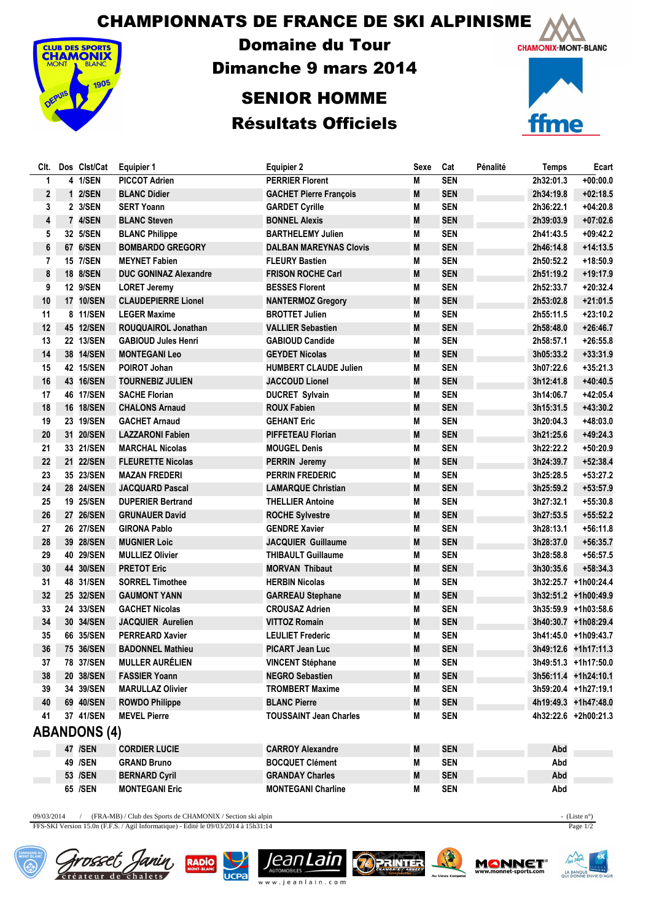# CHAMPIONNATS DE FRANCE DE SKI ALPINISME

## Domaine du Tour

## Dimanche 9 mars 2014

## SENIOR HOMME

## Résultats Officiels

| Clt. | Dos | Clst/Cat | Equipier 1 | Equipier 2 | Sexe | Cat | Pénalité | Temps | Ecart |
|---|---|---|---|---|---|---|---|---|---|
| 1 | 4 | 1/SEN | PICCOT Adrien | PERRIER Florent | M | SEN | | 2h32:01.3 | +00:00.0 |
| 2 | 1 | 2/SEN | BLANC Didier | GACHET Pierre François | M | SEN | | 2h34:19.8 | +02:18.5 |
| 3 | 2 | 3/SEN | SERT Yoann | GARDET Cyrille | M | SEN | | 2h36:22.1 | +04:20.8 |
| 4 | 7 | 4/SEN | BLANC Steven | BONNEL Alexis | M | SEN | | 2h39:03.9 | +07:02.6 |
| 5 | 32 | 5/SEN | BLANC Philippe | BARTHELEMY Julien | M | SEN | | 2h41:43.5 | +09:42.2 |
| 6 | 67 | 6/SEN | BOMBARDO GREGORY | DALBAN MAREYNAS Clovis | M | SEN | | 2h46:14.8 | +14:13.5 |
| 7 | 15 | 7/SEN | MEYNET Fabien | FLEURY Bastien | M | SEN | | 2h50:52.2 | +18:50.9 |
| 8 | 18 | 8/SEN | DUC GONINAZ Alexandre | FRISON ROCHE Carl | M | SEN | | 2h51:19.2 | +19:17.9 |
| 9 | 12 | 9/SEN | LORET Jeremy | BESSES Florent | M | SEN | | 2h52:33.7 | +20:32.4 |
| 10 | 17 | 10/SEN | CLAUDEPIERRE Lionel | NANTERMOZ Gregory | M | SEN | | 2h53:02.8 | +21:01.5 |
| 11 | 8 | 11/SEN | LEGER Maxime | BROTTET Julien | M | SEN | | 2h55:11.5 | +23:10.2 |
| 12 | 45 | 12/SEN | ROUQUAIROL Jonathan | VALLIER Sebastien | M | SEN | | 2h58:48.0 | +26:46.7 |
| 13 | 22 | 13/SEN | GABIOUD Jules Henri | GABIOUD Candide | M | SEN | | 2h58:57.1 | +26:55.8 |
| 14 | 38 | 14/SEN | MONTEGANI Leo | GEYDET Nicolas | M | SEN | | 3h05:33.2 | +33:31.9 |
| 15 | 42 | 15/SEN | POIROT Johan | HUMBERT CLAUDE Julien | M | SEN | | 3h07:22.6 | +35:21.3 |
| 16 | 43 | 16/SEN | TOURNEBIZ JULIEN | JACCOUD Lionel | M | SEN | | 3h12:41.8 | +40:40.5 |
| 17 | 46 | 17/SEN | SACHE Florian | DUCRET Sylvain | M | SEN | | 3h14:06.7 | +42:05.4 |
| 18 | 16 | 18/SEN | CHALONS Arnaud | ROUX Fabien | M | SEN | | 3h15:31.5 | +43:30.2 |
| 19 | 23 | 19/SEN | GACHET Arnaud | GEHANT Eric | M | SEN | | 3h20:04.3 | +48:03.0 |
| 20 | 31 | 20/SEN | LAZZARONI Fabien | PIFFETEAU Florian | M | SEN | | 3h21:25.6 | +49:24.3 |
| 21 | 33 | 21/SEN | MARCHAL Nicolas | MOUGEL Denis | M | SEN | | 3h22:22.2 | +50:20.9 |
| 22 | 21 | 22/SEN | FLEURETTE Nicolas | PERRIN Jeremy | M | SEN | | 3h24:39.7 | +52:38.4 |
| 23 | 35 | 23/SEN | MAZAN FREDERI | PERRIN FREDERIC | M | SEN | | 3h25:28.5 | +53:27.2 |
| 24 | 28 | 24/SEN | JACQUARD Pascal | LAMARQUE Christian | M | SEN | | 3h25:59.2 | +53:57.9 |
| 25 | 19 | 25/SEN | DUPERIER Bertrand | THELLIER Antoine | M | SEN | | 3h27:32.1 | +55:30.8 |
| 26 | 27 | 26/SEN | GRUNAUER David | ROCHE Sylvestre | M | SEN | | 3h27:53.5 | +55:52.2 |
| 27 | 26 | 27/SEN | GIRONA Pablo | GENDRE Xavier | M | SEN | | 3h28:13.1 | +56:11.8 |
| 28 | 39 | 28/SEN | MUGNIER Loic | JACQUIER Guillaume | M | SEN | | 3h28:37.0 | +56:35.7 |
| 29 | 40 | 29/SEN | MULLIEZ Olivier | THIBAULT Guillaume | M | SEN | | 3h28:58.8 | +56:57.5 |
| 30 | 44 | 30/SEN | PRETOT Eric | MORVAN Thibaut | M | SEN | | 3h30:35.6 | +58:34.3 |
| 31 | 48 | 31/SEN | SORREL Timothee | HERBIN Nicolas | M | SEN | | 3h32:25.7 | +1h00:24.4 |
| 32 | 25 | 32/SEN | GAUMONT YANN | GARREAU Stephane | M | SEN | | 3h32:51.2 | +1h00:49.9 |
| 33 | 24 | 33/SEN | GACHET Nicolas | CROUSAZ Adrien | M | SEN | | 3h35:59.9 | +1h03:58.6 |
| 34 | 30 | 34/SEN | JACQUIER Aurelien | VITTOZ Romain | M | SEN | | 3h40:30.7 | +1h08:29.4 |
| 35 | 66 | 35/SEN | PERREARD Xavier | LEULIET Frederic | M | SEN | | 3h41:45.0 | +1h09:43.7 |
| 36 | 75 | 36/SEN | BADONNEL Mathieu | PICART Jean Luc | M | SEN | | 3h49:12.6 | +1h17:11.3 |
| 37 | 78 | 37/SEN | MULLER AURÉLIEN | VINCENT Stéphane | M | SEN | | 3h49:51.3 | +1h17:50.0 |
| 38 | 20 | 38/SEN | FASSIER Yoann | NEGRO Sebastien | M | SEN | | 3h56:11.4 | +1h24:10.1 |
| 39 | 34 | 39/SEN | MARULLAZ Olivier | TROMBERT Maxime | M | SEN | | 3h59:20.4 | +1h27:19.1 |
| 40 | 69 | 40/SEN | ROWDO Philippe | BLANC Pierre | M | SEN | | 4h19:49.3 | +1h47:48.0 |
| 41 | 37 | 41/SEN | MEVEL Pierre | TOUSSAINT Jean Charles | M | SEN | | 4h32:22.6 | +2h00:21.3 |

## ABANDONS (4)

| Clt. | Dos | Clst/Cat | Equipier 1 | Equipier 2 | Sexe | Cat | Pénalité | Temps | Ecart |
|---|---|---|---|---|---|---|---|---|---|
| | 47 | /SEN | CORDIER LUCIE | CARROY Alexandre | M | SEN | | Abd | |
| | 49 | /SEN | GRAND Bruno | BOCQUET Clément | M | SEN | | Abd | |
| | 53 | /SEN | BERNARD Cyril | GRANDAY Charles | M | SEN | | Abd | |
| | 65 | /SEN | MONTEGANI Eric | MONTEGANI Charline | M | SEN | | Abd | |

09/03/2014 / (FRA-MB) / Club des Sports de CHAMONIX / Section ski alpin - (Liste n°)

FFS-SKI Version 15.0n (F.F.S. / Agil Informatique) - Edité le 09/03/2014 à 15h31:14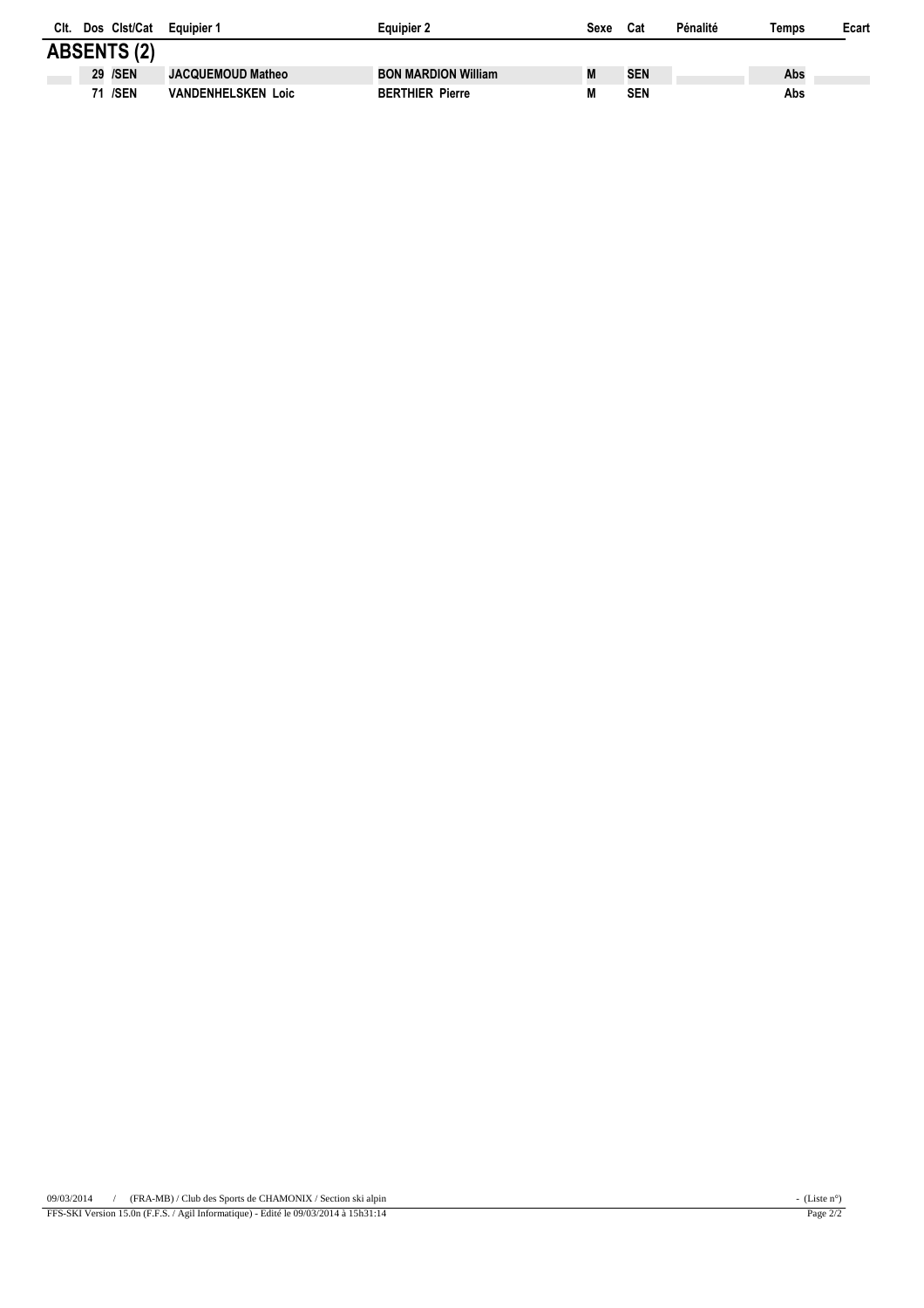| Clt. | Dos | Clst/Cat | Equipier 1 | Equipier 2 | Sexe | Cat | Pénalité | Temps | Ecart |
|---|---|---|---|---|---|---|---|---|---|

## ABSENTS (2)

| Clt. | Dos | Clst/Cat | Equipier 1 | Equipier 2 | Sexe | Cat | Pénalité | Temps | Ecart |
|---|---|---|---|---|---|---|---|---|---|
| | 29 | /SEN | JACQUEMOUD Matheo | BON MARDION William | M | SEN | | Abs | |
| | 71 | /SEN | VANDENHELSKEN Loic | BERTHIER Pierre | M | SEN | | Abs | |

09/03/2014 / (FRA-MB) / Club des Sports de CHAMONIX / Section ski alpin - (Liste n°)

FFS-SKI Version 15.0n (F.F.S. / Agil Informatique) - Edité le 09/03/2014 à 15h31:14